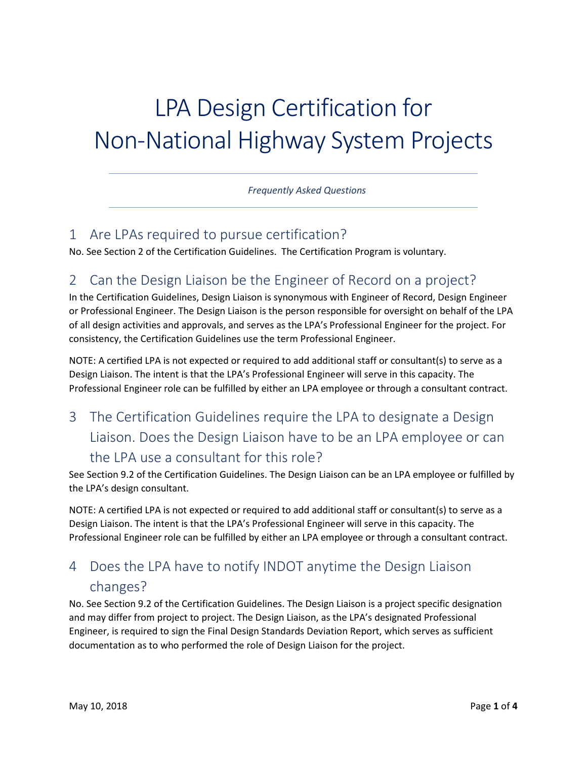# LPA Design Certification for Non-National Highway System Projects

*Frequently Asked Questions*

## 1 Are LPAs required to pursue certification?

No. See Section 2 of the Certification Guidelines. The Certification Program is voluntary.

## 2 Can the Design Liaison be the Engineer of Record on a project?

In the Certification Guidelines, Design Liaison is synonymous with Engineer of Record, Design Engineer or Professional Engineer. The Design Liaison is the person responsible for oversight on behalf of the LPA of all design activities and approvals, and serves as the LPA's Professional Engineer for the project. For consistency, the Certification Guidelines use the term Professional Engineer.

NOTE: A certified LPA is not expected or required to add additional staff or consultant(s) to serve as a Design Liaison. The intent is that the LPA's Professional Engineer will serve in this capacity. The Professional Engineer role can be fulfilled by either an LPA employee or through a consultant contract.

## 3 The Certification Guidelines require the LPA to designate a Design Liaison. Does the Design Liaison have to be an LPA employee or can the LPA use a consultant for this role?

See Section 9.2 of the Certification Guidelines. The Design Liaison can be an LPA employee or fulfilled by the LPA's design consultant.

NOTE: A certified LPA is not expected or required to add additional staff or consultant(s) to serve as a Design Liaison. The intent is that the LPA's Professional Engineer will serve in this capacity. The Professional Engineer role can be fulfilled by either an LPA employee or through a consultant contract.

## 4 Does the LPA have to notify INDOT anytime the Design Liaison changes?

No. See Section 9.2 of the Certification Guidelines. The Design Liaison is a project specific designation and may differ from project to project. The Design Liaison, as the LPA's designated Professional Engineer, is required to sign the Final Design Standards Deviation Report, which serves as sufficient documentation as to who performed the role of Design Liaison for the project.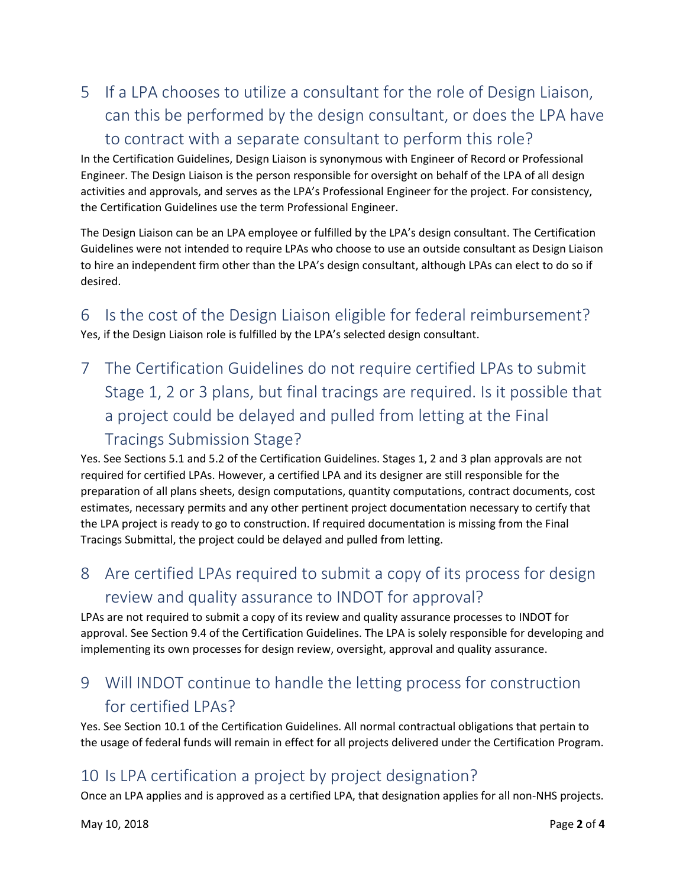## 5 If a LPA chooses to utilize a consultant for the role of Design Liaison, can this be performed by the design consultant, or does the LPA have to contract with a separate consultant to perform this role?

In the Certification Guidelines, Design Liaison is synonymous with Engineer of Record or Professional Engineer. The Design Liaison is the person responsible for oversight on behalf of the LPA of all design activities and approvals, and serves as the LPA's Professional Engineer for the project. For consistency, the Certification Guidelines use the term Professional Engineer.

The Design Liaison can be an LPA employee or fulfilled by the LPA's design consultant. The Certification Guidelines were not intended to require LPAs who choose to use an outside consultant as Design Liaison to hire an independent firm other than the LPA's design consultant, although LPAs can elect to do so if desired.

## 6 Is the cost of the Design Liaison eligible for federal reimbursement?

Yes, if the Design Liaison role is fulfilled by the LPA's selected design consultant.

## 7 The Certification Guidelines do not require certified LPAs to submit Stage 1, 2 or 3 plans, but final tracings are required. Is it possible that a project could be delayed and pulled from letting at the Final Tracings Submission Stage?

Yes. See Sections 5.1 and 5.2 of the Certification Guidelines. Stages 1, 2 and 3 plan approvals are not required for certified LPAs. However, a certified LPA and its designer are still responsible for the preparation of all plans sheets, design computations, quantity computations, contract documents, cost estimates, necessary permits and any other pertinent project documentation necessary to certify that the LPA project is ready to go to construction. If required documentation is missing from the Final Tracings Submittal, the project could be delayed and pulled from letting.

## 8 Are certified LPAs required to submit a copy of its process for design review and quality assurance to INDOT for approval?

LPAs are not required to submit a copy of its review and quality assurance processes to INDOT for approval. See Section 9.4 of the Certification Guidelines. The LPA is solely responsible for developing and implementing its own processes for design review, oversight, approval and quality assurance.

## 9 Will INDOT continue to handle the letting process for construction for certified LPAs?

Yes. See Section 10.1 of the Certification Guidelines. All normal contractual obligations that pertain to the usage of federal funds will remain in effect for all projects delivered under the Certification Program.

## 10 Is LPA certification a project by project designation?

Once an LPA applies and is approved as a certified LPA, that designation applies for all non-NHS projects.

May 10, 2018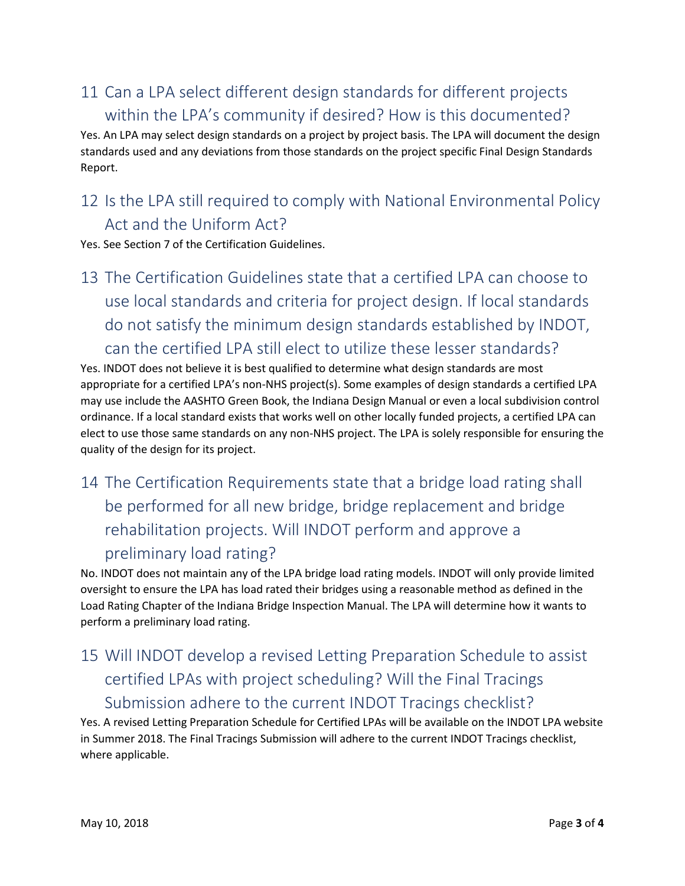## 11 Can a LPA select different design standards for different projects within the LPA's community if desired? How is this documented?

Yes. An LPA may select design standards on a project by project basis. The LPA will document the design standards used and any deviations from those standards on the project specific Final Design Standards Report.

## 12 Is the LPA still required to comply with National Environmental Policy Act and the Uniform Act?

Yes. See Section 7 of the Certification Guidelines.

## 13 The Certification Guidelines state that a certified LPA can choose to use local standards and criteria for project design. If local standards do not satisfy the minimum design standards established by INDOT, can the certified LPA still elect to utilize these lesser standards?

Yes. INDOT does not believe it is best qualified to determine what design standards are most appropriate for a certified LPA's non-NHS project(s). Some examples of design standards a certified LPA may use include the AASHTO Green Book, the Indiana Design Manual or even a local subdivision control ordinance. If a local standard exists that works well on other locally funded projects, a certified LPA can elect to use those same standards on any non-NHS project. The LPA is solely responsible for ensuring the quality of the design for its project.

## 14 The Certification Requirements state that a bridge load rating shall be performed for all new bridge, bridge replacement and bridge rehabilitation projects. Will INDOT perform and approve a preliminary load rating?

No. INDOT does not maintain any of the LPA bridge load rating models. INDOT will only provide limited oversight to ensure the LPA has load rated their bridges using a reasonable method as defined in the Load Rating Chapter of the Indiana Bridge Inspection Manual. The LPA will determine how it wants to perform a preliminary load rating.

## 15 Will INDOT develop a revised Letting Preparation Schedule to assist certified LPAs with project scheduling? Will the Final Tracings Submission adhere to the current INDOT Tracings checklist?

Yes. A revised Letting Preparation Schedule for Certified LPAs will be available on the INDOT LPA website in Summer 2018. The Final Tracings Submission will adhere to the current INDOT Tracings checklist, where applicable.

May 10, 2018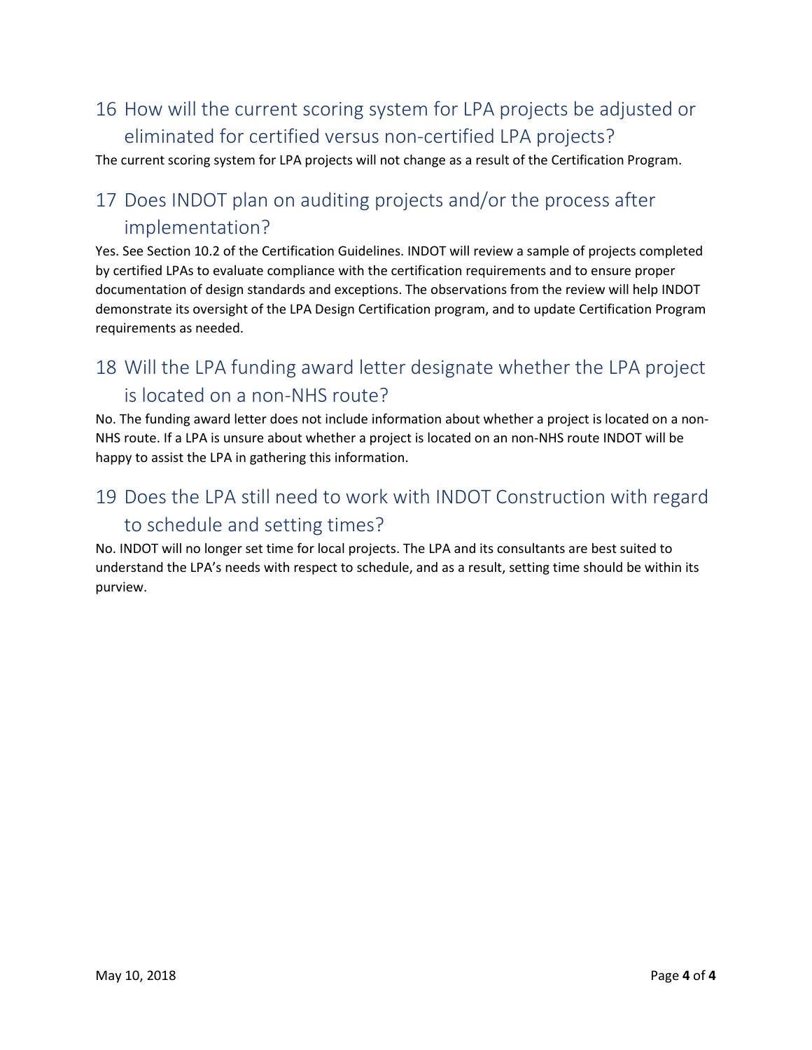## 16 How will the current scoring system for LPA projects be adjusted or eliminated for certified versus non-certified LPA projects?

The current scoring system for LPA projects will not change as a result of the Certification Program.

## 17 Does INDOT plan on auditing projects and/or the process after implementation?

Yes. See Section 10.2 of the Certification Guidelines. INDOT will review a sample of projects completed by certified LPAs to evaluate compliance with the certification requirements and to ensure proper documentation of design standards and exceptions. The observations from the review will help INDOT demonstrate its oversight of the LPA Design Certification program, and to update Certification Program requirements as needed.

## 18 Will the LPA funding award letter designate whether the LPA project is located on a non-NHS route?

No. The funding award letter does not include information about whether a project is located on a non-NHS route. If a LPA is unsure about whether a project is located on an non-NHS route INDOT will be happy to assist the LPA in gathering this information.

## 19 Does the LPA still need to work with INDOT Construction with regard to schedule and setting times?

No. INDOT will no longer set time for local projects. The LPA and its consultants are best suited to understand the LPA's needs with respect to schedule, and as a result, setting time should be within its purview.